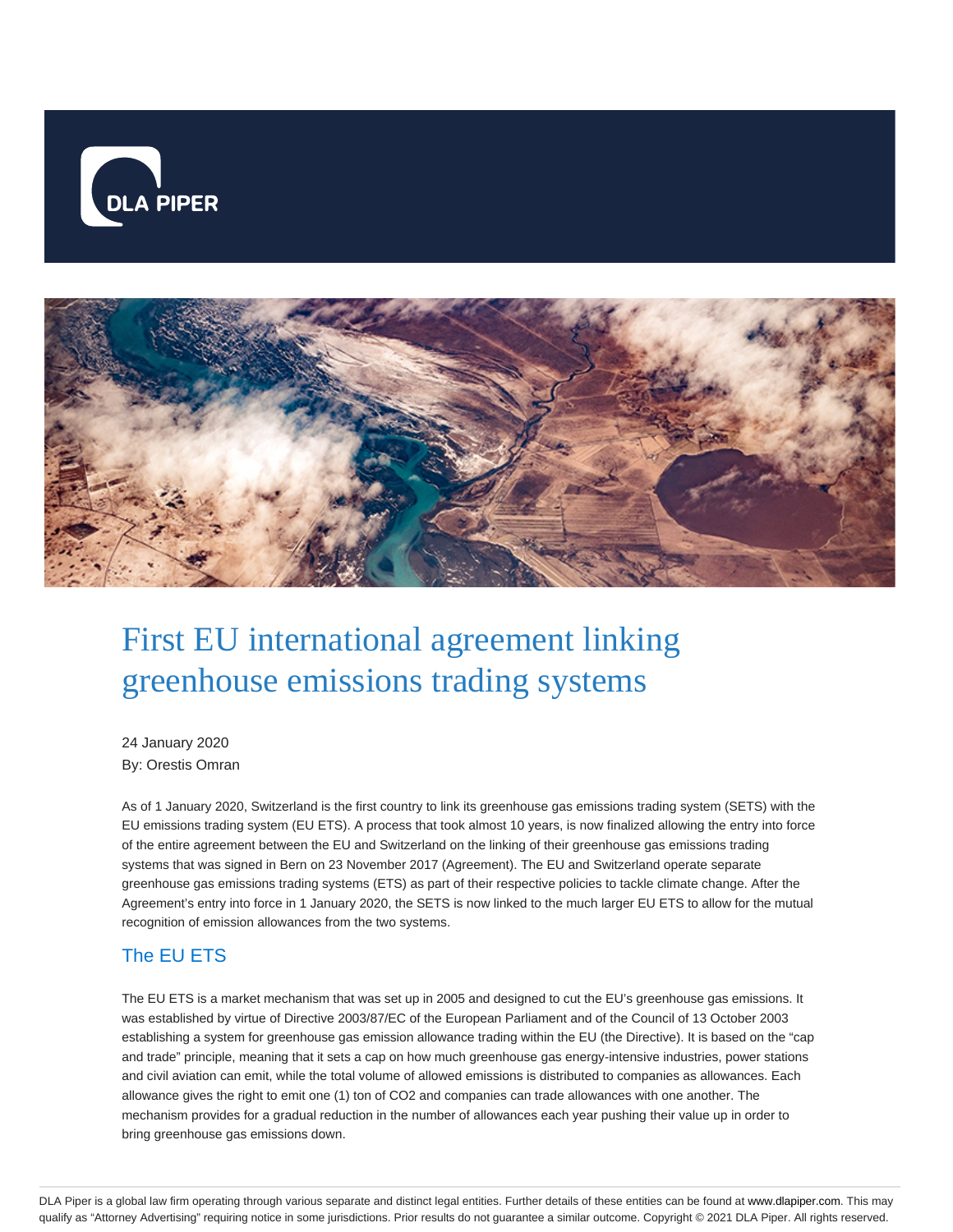# First EU international agreement linking greenhouse emissions trading systems

24 January 2020
By: Orestis Omran

As of 1 January 2020, Switzerland is the first country to link its greenhouse gas emissions trading system (SETS) with the EU emissions trading system (EU ETS). A process that took almost 10 years, is now finalized allowing the entry into force of the entire agreement between the EU and Switzerland on the linking of their greenhouse gas emissions trading systems that was signed in Bern on 23 November 2017 (Agreement). The EU and Switzerland operate separate greenhouse gas emissions trading systems (ETS) as part of their respective policies to tackle climate change. After the Agreement's entry into force in 1 January 2020, the SETS is now linked to the much larger EU ETS to allow for the mutual recognition of emission allowances from the two systems.

## The EU ETS

The EU ETS is a market mechanism that was set up in 2005 and designed to cut the EU's greenhouse gas emissions. It was established by virtue of Directive 2003/87/EC of the European Parliament and of the Council of 13 October 2003 establishing a system for greenhouse gas emission allowance trading within the EU (the Directive). It is based on the "cap and trade" principle, meaning that it sets a cap on how much greenhouse gas energy-intensive industries, power stations and civil aviation can emit, while the total volume of allowed emissions is distributed to companies as allowances. Each allowance gives the right to emit one (1) ton of $CO_2$ and companies can trade allowances with one another. The mechanism provides for a gradual reduction in the number of allowances each year pushing their value up in order to bring greenhouse gas emissions down.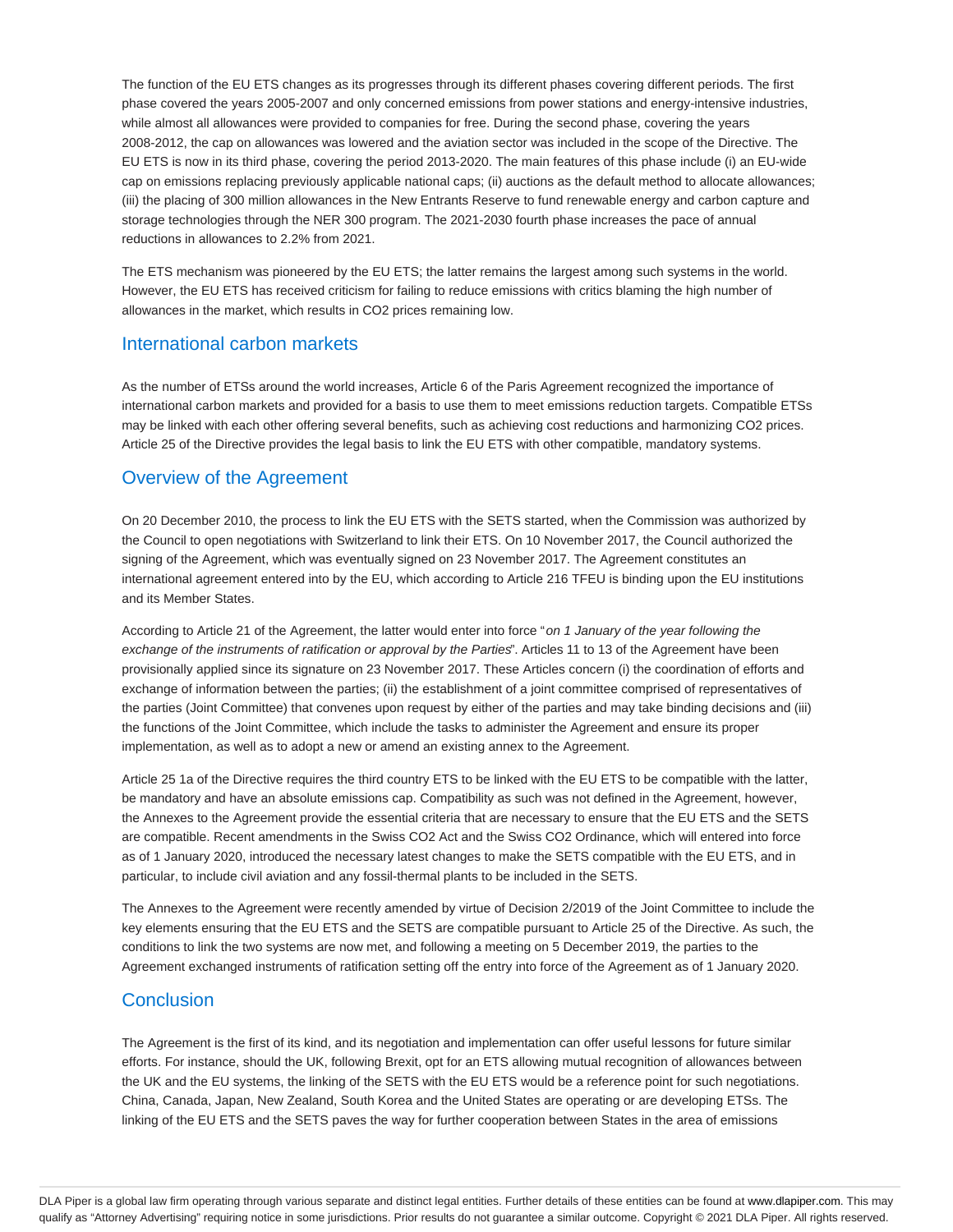The function of the EU ETS changes as its progresses through its different phases covering different periods. The first phase covered the years 2005-2007 and only concerned emissions from power stations and energy-intensive industries, while almost all allowances were provided to companies for free. During the second phase, covering the years 2008-2012, the cap on allowances was lowered and the aviation sector was included in the scope of the Directive. The EU ETS is now in its third phase, covering the period 2013-2020. The main features of this phase include (i) an EU-wide cap on emissions replacing previously applicable national caps; (ii) auctions as the default method to allocate allowances; (iii) the placing of 300 million allowances in the New Entrants Reserve to fund renewable energy and carbon capture and storage technologies through the NER 300 program. The 2021-2030 fourth phase increases the pace of annual reductions in allowances to 2.2% from 2021.

The ETS mechanism was pioneered by the EU ETS; the latter remains the largest among such systems in the world. However, the EU ETS has received criticism for failing to reduce emissions with critics blaming the high number of allowances in the market, which results in $CO_2$ prices remaining low.

## International carbon markets

As the number of ETSs around the world increases, Article 6 of the Paris Agreement recognized the importance of international carbon markets and provided for a basis to use them to meet emissions reduction targets. Compatible ETSs may be linked with each other offering several benefits, such as achieving cost reductions and harmonizing $CO_2$ prices. Article 25 of the Directive provides the legal basis to link the EU ETS with other compatible, mandatory systems.

## Overview of the Agreement

On 20 December 2010, the process to link the EU ETS with the SETS started, when the Commission was authorized by the Council to open negotiations with Switzerland to link their ETS. On 10 November 2017, the Council authorized the signing of the Agreement, which was eventually signed on 23 November 2017. The Agreement constitutes an international agreement entered into by the EU, which according to Article 216 TFEU is binding upon the EU institutions and its Member States.

According to Article 21 of the Agreement, the latter would enter into force "*on 1 January of the year following the exchange of the instruments of ratification or approval by the Parties*". Articles 11 to 13 of the Agreement have been provisionally applied since its signature on 23 November 2017. These Articles concern (i) the coordination of efforts and exchange of information between the parties; (ii) the establishment of a joint committee comprised of representatives of the parties (Joint Committee) that convenes upon request by either of the parties and may take binding decisions and (iii) the functions of the Joint Committee, which include the tasks to administer the Agreement and ensure its proper implementation, as well as to adopt a new or amend an existing annex to the Agreement.

Article 25 1a of the Directive requires the third country ETS to be linked with the EU ETS to be compatible with the latter, be mandatory and have an absolute emissions cap. Compatibility as such was not defined in the Agreement, however, the Annexes to the Agreement provide the essential criteria that are necessary to ensure that the EU ETS and the SETS are compatible. Recent amendments in the Swiss $CO_2$ Act and the Swiss $CO_2$ Ordinance, which will entered into force as of 1 January 2020, introduced the necessary latest changes to make the SETS compatible with the EU ETS, and in particular, to include civil aviation and any fossil-thermal plants to be included in the SETS.

The Annexes to the Agreement were recently amended by virtue of Decision 2/2019 of the Joint Committee to include the key elements ensuring that the EU ETS and the SETS are compatible pursuant to Article 25 of the Directive. As such, the conditions to link the two systems are now met, and following a meeting on 5 December 2019, the parties to the Agreement exchanged instruments of ratification setting off the entry into force of the Agreement as of 1 January 2020.

## Conclusion

The Agreement is the first of its kind, and its negotiation and implementation can offer useful lessons for future similar efforts. For instance, should the UK, following Brexit, opt for an ETS allowing mutual recognition of allowances between the UK and the EU systems, the linking of the SETS with the EU ETS would be a reference point for such negotiations. China, Canada, Japan, New Zealand, South Korea and the United States are operating or are developing ETSs. The linking of the EU ETS and the SETS paves the way for further cooperation between States in the area of emissions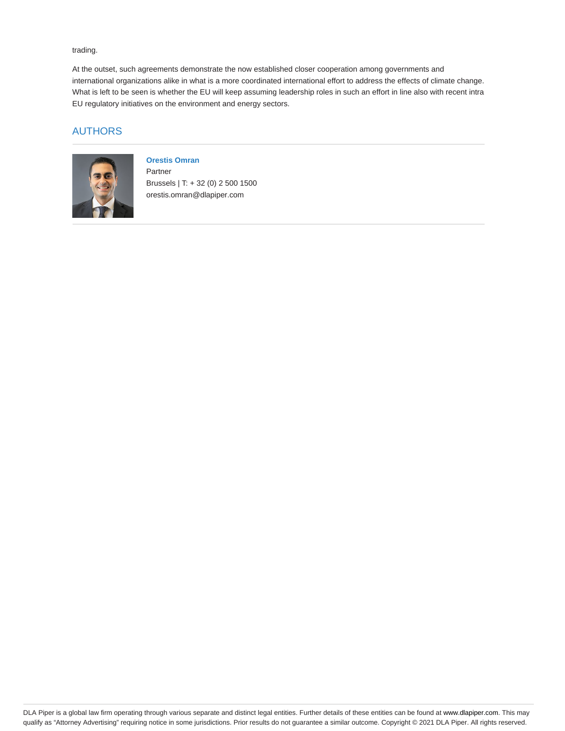trading.

At the outset, such agreements demonstrate the now established closer cooperation among governments and international organizations alike in what is a more coordinated international effort to address the effects of climate change. What is left to be seen is whether the EU will keep assuming leadership roles in such an effort in line also with recent intra EU regulatory initiatives on the environment and energy sectors.

## AUTHORS

**Orestis Omran**
Partner
Brussels | T: + 32 (0) 2 500 1500
orestis.omran@dlapiper.com

DLA Piper is a global law firm operating through various separate and distinct legal entities. Further details of these entities can be found at www.dlapiper.com. This may qualify as "Attorney Advertising" requiring notice in some jurisdictions. Prior results do not guarantee a similar outcome. Copyright © 2021 DLA Piper. All rights reserved.